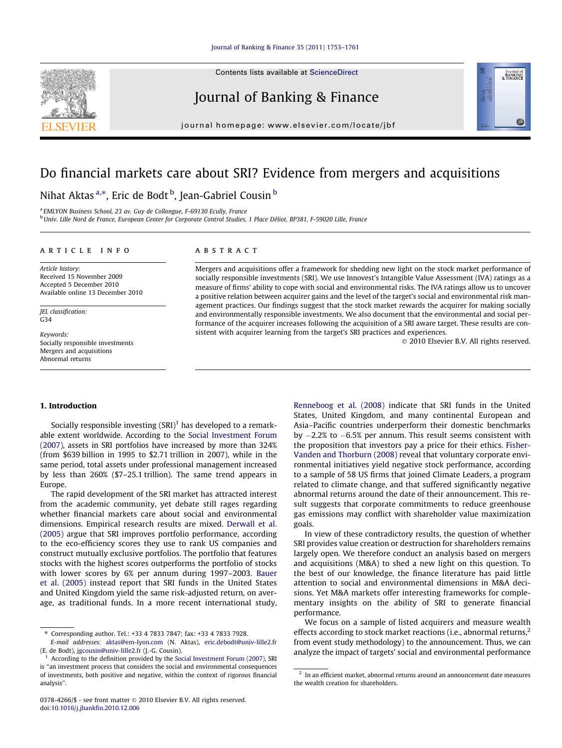# Do financial markets care about SRI? Evidence from mergers and acquisitions

Nihat Aktas [a,*], Eric de Bodt [b], Jean-Gabriel Cousin [b]

[a] EMLYON Business School, 23 av. Guy de Collongue, F-69130 Ecully, France

[b] Univ. Lille Nord de France, European Center for Corporate Control Studies, 1 Place Déliot, BP381, F-59020 Lille, France

## ARTICLE INFO

*Article history:*
Received 15 November 2009
Accepted 5 December 2010
Available online 13 December 2010

*JEL classification:*
G34

*Keywords:*
Socially responsible investments
Mergers and acquisitions
Abnormal returns

## ABSTRACT

Mergers and acquisitions offer a framework for shedding new light on the stock market performance of socially responsible investments (SRI). We use Innovest's Intangible Value Assessment (IVA) ratings as a measure of firms' ability to cope with social and environmental risks. The IVA ratings allow us to uncover a positive relation between acquirer gains and the level of the target's social and environmental risk management practices. Our findings suggest that the stock market rewards the acquirer for making socially and environmentally responsible investments. We also document that the environmental and social performance of the acquirer increases following the acquisition of a SRI aware target. These results are consistent with acquirer learning from the target's SRI practices and experiences.

© 2010 Elsevier B.V. All rights reserved.

## 1. Introduction

Socially responsible investing (SRI)[1] has developed to a remarkable extent worldwide. According to the Social Investment Forum (2007), assets in SRI portfolios have increased by more than 324% (from $639 billion in 1995 to $2.71 trillion in 2007), while in the same period, total assets under professional management increased by less than 260% ($7–25.1 trillion). The same trend appears in Europe.

The rapid development of the SRI market has attracted interest from the academic community, yet debate still rages regarding whether financial markets care about social and environmental dimensions. Empirical research results are mixed. Derwall et al. (2005) argue that SRI improves portfolio performance, according to the eco-efficiency scores they use to rank US companies and construct mutually exclusive portfolios. The portfolio that features stocks with the highest scores outperforms the portfolio of stocks with lower scores by 6% per annum during 1997–2003. Bauer et al. (2005) instead report that SRI funds in the United States and United Kingdom yield the same risk-adjusted return, on average, as traditional funds. In a more recent international study, Renneboog et al. (2008) indicate that SRI funds in the United States, United Kingdom, and many continental European and Asia–Pacific countries underperform their domestic benchmarks by −2.2% to −6.5% per annum. This result seems consistent with the proposition that investors pay a price for their ethics. Fisher-Vanden and Thorburn (2008) reveal that voluntary corporate environmental initiatives yield negative stock performance, according to a sample of 58 US firms that joined Climate Leaders, a program related to climate change, and that suffered significantly negative abnormal returns around the date of their announcement. This result suggests that corporate commitments to reduce greenhouse gas emissions may conflict with shareholder value maximization goals.

In view of these contradictory results, the question of whether SRI provides value creation or destruction for shareholders remains largely open. We therefore conduct an analysis based on mergers and acquisitions (M&A) to shed a new light on this question. To the best of our knowledge, the finance literature has paid little attention to social and environmental dimensions in M&A decisions. Yet M&A markets offer interesting frameworks for complementary insights on the ability of SRI to generate financial performance.

We focus on a sample of listed acquirers and measure wealth effects according to stock market reactions (i.e., abnormal returns,[2] from event study methodology) to the announcement. Thus, we can analyze the impact of targets' social and environmental performance

---

\* Corresponding author. Tel.: +33 4 7833 7847; fax: +33 4 7833 7928.
*E-mail addresses:* aktas@em-lyon.com (N. Aktas), eric.debodt@univ-lille2.fr (E. de Bodt), jgcousin@univ-lille2.fr (J.-G. Cousin).

[1] According to the definition provided by the Social Investment Forum (2007), SRI is "an investment process that considers the social and environmental consequences of investments, both positive and negative, within the context of rigorous financial analysis".

[2] In an efficient market, abnormal returns around an announcement date measures the wealth creation for shareholders.

0378-4266/$ - see front matter © 2010 Elsevier B.V. All rights reserved.
doi:10.1016/j.jbankfin.2010.12.006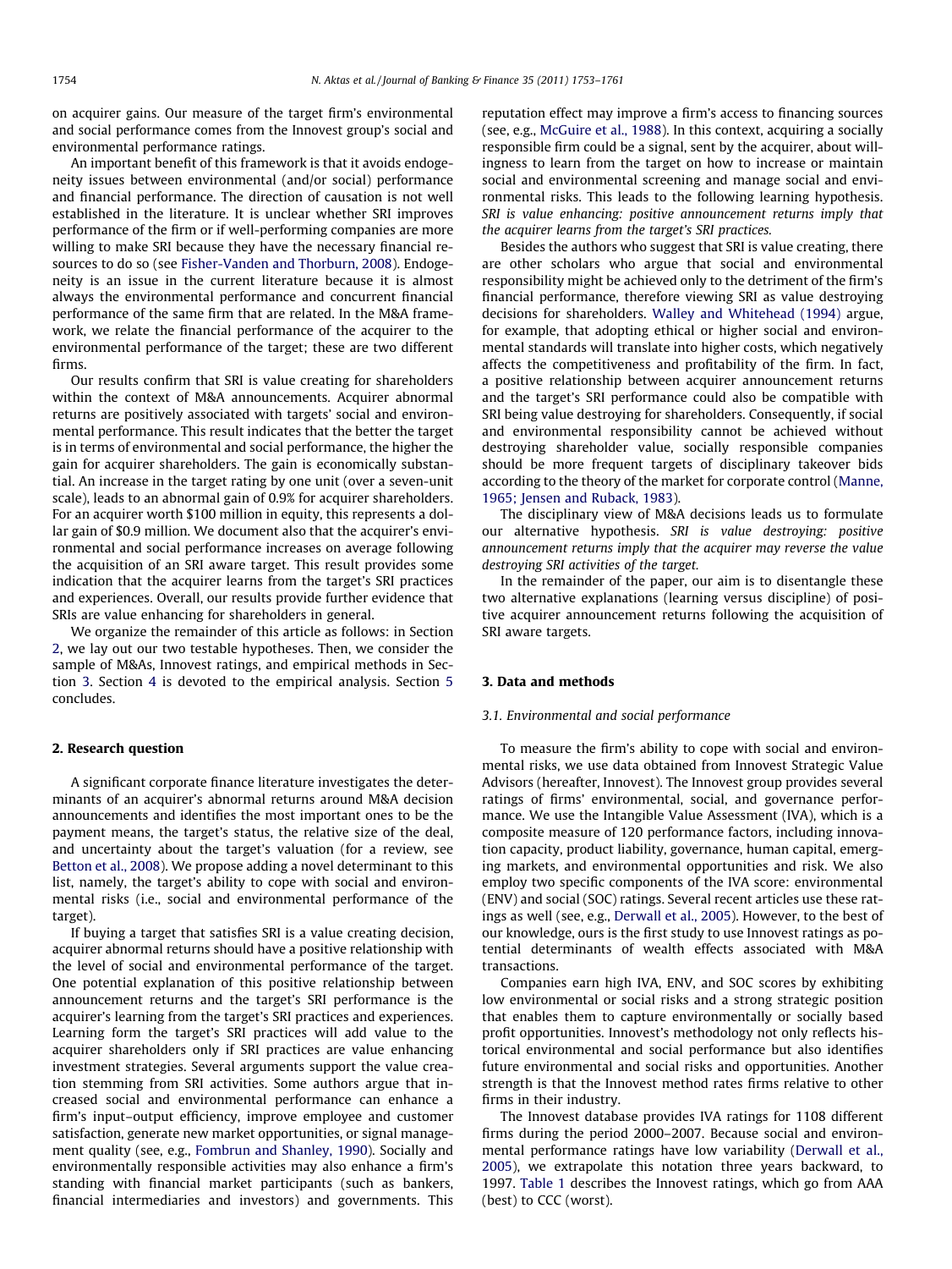on acquirer gains. Our measure of the target firm's environmental and social performance comes from the Innovest group's social and environmental performance ratings.

An important benefit of this framework is that it avoids endogeneity issues between environmental (and/or social) performance and financial performance. The direction of causation is not well established in the literature. It is unclear whether SRI improves performance of the firm or if well-performing companies are more willing to make SRI because they have the necessary financial resources to do so (see Fisher-Vanden and Thorburn, 2008). Endogeneity is an issue in the current literature because it is almost always the environmental performance and concurrent financial performance of the same firm that are related. In the M&A framework, we relate the financial performance of the acquirer to the environmental performance of the target; these are two different firms.

Our results confirm that SRI is value creating for shareholders within the context of M&A announcements. Acquirer abnormal returns are positively associated with targets' social and environmental performance. This result indicates that the better the target is in terms of environmental and social performance, the higher the gain for acquirer shareholders. The gain is economically substantial. An increase in the target rating by one unit (over a seven-unit scale), leads to an abnormal gain of 0.9% for acquirer shareholders. For an acquirer worth $100 million in equity, this represents a dollar gain of $0.9 million. We document also that the acquirer's environmental and social performance increases on average following the acquisition of an SRI aware target. This result provides some indication that the acquirer learns from the target's SRI practices and experiences. Overall, our results provide further evidence that SRIs are value enhancing for shareholders in general.

We organize the remainder of this article as follows: in Section 2, we lay out our two testable hypotheses. Then, we consider the sample of M&As, Innovest ratings, and empirical methods in Section 3. Section 4 is devoted to the empirical analysis. Section 5 concludes.

## 2. Research question

A significant corporate finance literature investigates the determinants of an acquirer's abnormal returns around M&A decision announcements and identifies the most important ones to be the payment means, the target's status, the relative size of the deal, and uncertainty about the target's valuation (for a review, see Betton et al., 2008). We propose adding a novel determinant to this list, namely, the target's ability to cope with social and environmental risks (i.e., social and environmental performance of the target).

If buying a target that satisfies SRI is a value creating decision, acquirer abnormal returns should have a positive relationship with the level of social and environmental performance of the target. One potential explanation of this positive relationship between announcement returns and the target's SRI performance is the acquirer's learning from the target's SRI practices and experiences. Learning form the target's SRI practices will add value to the acquirer shareholders only if SRI practices are value enhancing investment strategies. Several arguments support the value creation stemming from SRI activities. Some authors argue that increased social and environmental performance can enhance a firm's input–output efficiency, improve employee and customer satisfaction, generate new market opportunities, or signal management quality (see, e.g., Fombrun and Shanley, 1990). Socially and environmentally responsible activities may also enhance a firm's standing with financial market participants (such as bankers, financial intermediaries and investors) and governments. This reputation effect may improve a firm's access to financing sources (see, e.g., McGuire et al., 1988). In this context, acquiring a socially responsible firm could be a signal, sent by the acquirer, about willingness to learn from the target on how to increase or maintain social and environmental screening and manage social and environmental risks. This leads to the following learning hypothesis. *SRI is value enhancing: positive announcement returns imply that the acquirer learns from the target's SRI practices.*

Besides the authors who suggest that SRI is value creating, there are other scholars who argue that social and environmental responsibility might be achieved only to the detriment of the firm's financial performance, therefore viewing SRI as value destroying decisions for shareholders. Walley and Whitehead (1994) argue, for example, that adopting ethical or higher social and environmental standards will translate into higher costs, which negatively affects the competitiveness and profitability of the firm. In fact, a positive relationship between acquirer announcement returns and the target's SRI performance could also be compatible with SRI being value destroying for shareholders. Consequently, if social and environmental responsibility cannot be achieved without destroying shareholder value, socially responsible companies should be more frequent targets of disciplinary takeover bids according to the theory of the market for corporate control (Manne, 1965; Jensen and Ruback, 1983).

The disciplinary view of M&A decisions leads us to formulate our alternative hypothesis. *SRI is value destroying: positive announcement returns imply that the acquirer may reverse the value destroying SRI activities of the target.*

In the remainder of the paper, our aim is to disentangle these two alternative explanations (learning versus discipline) of positive acquirer announcement returns following the acquisition of SRI aware targets.

## 3. Data and methods

### 3.1. Environmental and social performance

To measure the firm's ability to cope with social and environmental risks, we use data obtained from Innovest Strategic Value Advisors (hereafter, Innovest). The Innovest group provides several ratings of firms' environmental, social, and governance performance. We use the Intangible Value Assessment (IVA), which is a composite measure of 120 performance factors, including innovation capacity, product liability, governance, human capital, emerging markets, and environmental opportunities and risk. We also employ two specific components of the IVA score: environmental (ENV) and social (SOC) ratings. Several recent articles use these ratings as well (see, e.g., Derwall et al., 2005). However, to the best of our knowledge, ours is the first study to use Innovest ratings as potential determinants of wealth effects associated with M&A transactions.

Companies earn high IVA, ENV, and SOC scores by exhibiting low environmental or social risks and a strong strategic position that enables them to capture environmentally or socially based profit opportunities. Innovest's methodology not only reflects historical environmental and social performance but also identifies future environmental and social risks and opportunities. Another strength is that the Innovest method rates firms relative to other firms in their industry.

The Innovest database provides IVA ratings for 1108 different firms during the period 2000–2007. Because social and environmental performance ratings have low variability (Derwall et al., 2005), we extrapolate this notation three years backward, to 1997. Table 1 describes the Innovest ratings, which go from AAA (best) to CCC (worst).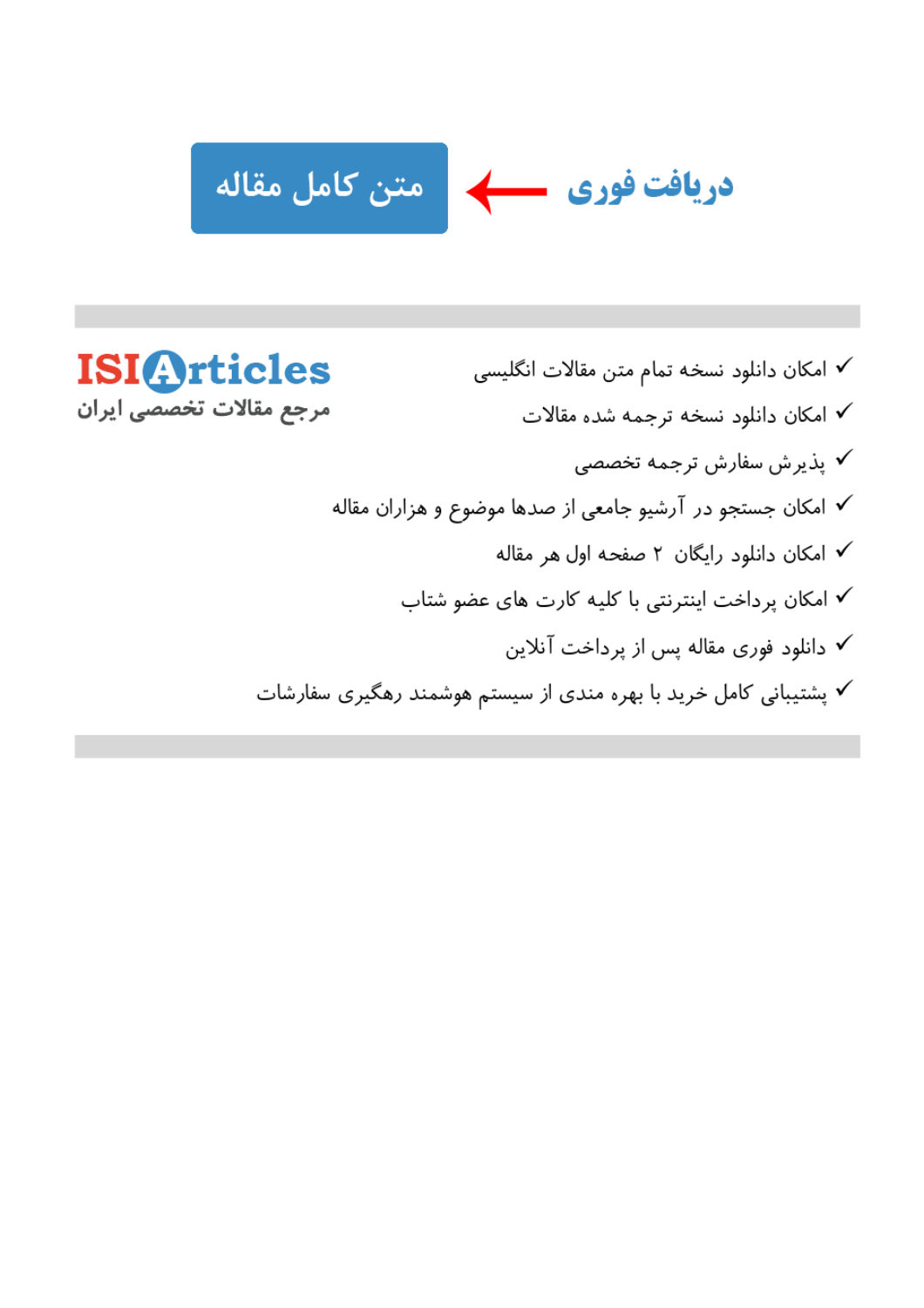دریافت فوری ← **متن کامل مقاله**

**ISIArticles**
مرجع مقالات تخصصی ایران

- ✓ امکان دانلود نسخه تمام متن مقالات انگلیسی
- ✓ امکان دانلود نسخه ترجمه شده مقالات
- ✓ پذیرش سفارش ترجمه تخصصی
- ✓ امکان جستجو در آرشیو جامعی از صدها موضوع و هزاران مقاله
- ✓ امکان دانلود رایگان ۲ صفحه اول هر مقاله
- ✓ امکان پرداخت اینترنتی با کلیه کارت های عضو شتاب
- ✓ دانلود فوری مقاله پس از پرداخت آنلاین
- ✓ پشتیبانی کامل خرید با بهره مندی از سیستم هوشمند رهگیری سفارشات